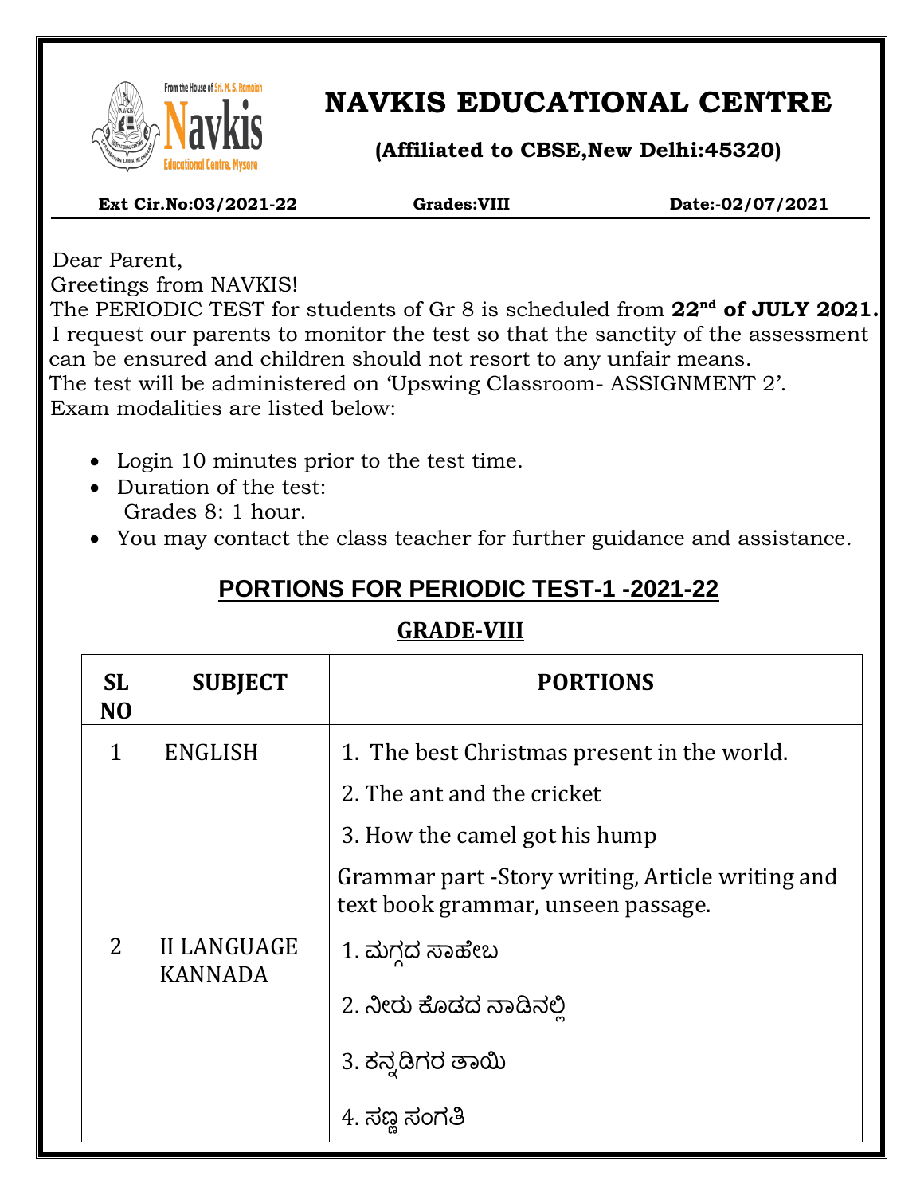# NAVKIS EDUCATIONAL CENTRE

**(Affiliated to CBSE,New Delhi:45320)**

**Ext Cir.No:03/2021-22** **Grades:VIII** **Date:-02/07/2021**

Dear Parent,

Greetings from NAVKIS!

The PERIODIC TEST for students of Gr 8 is scheduled from **22nd of JULY 2021.**

I request our parents to monitor the test so that the sanctity of the assessment can be ensured and children should not resort to any unfair means.

The test will be administered on 'Upswing Classroom- ASSIGNMENT 2'.

Exam modalities are listed below:

- Login 10 minutes prior to the test time.
- Duration of the test:
  Grades 8: 1 hour.
- You may contact the class teacher for further guidance and assistance.

## PORTIONS FOR PERIODIC TEST-1 -2021-22

### GRADE-VIII

| SL NO | SUBJECT | PORTIONS |
|---|---|---|
| 1 | ENGLISH | 1. The best Christmas present in the world.<br>2. The ant and the cricket<br>3. How the camel got his hump<br>Grammar part -Story writing, Article writing and text book grammar, unseen passage. |
| 2 | II LANGUAGE KANNADA | 1. ಮಗ್ಗದ ಸಾಹೇಬ<br>2. ನೀರು ಕೊಡದ ನಾಡಿನಲ್ಲಿ<br>3. ಕನ್ನಡಿಗರ ತಾಯಿ<br>4. ಸಣ್ಣ ಸಂಗತಿ |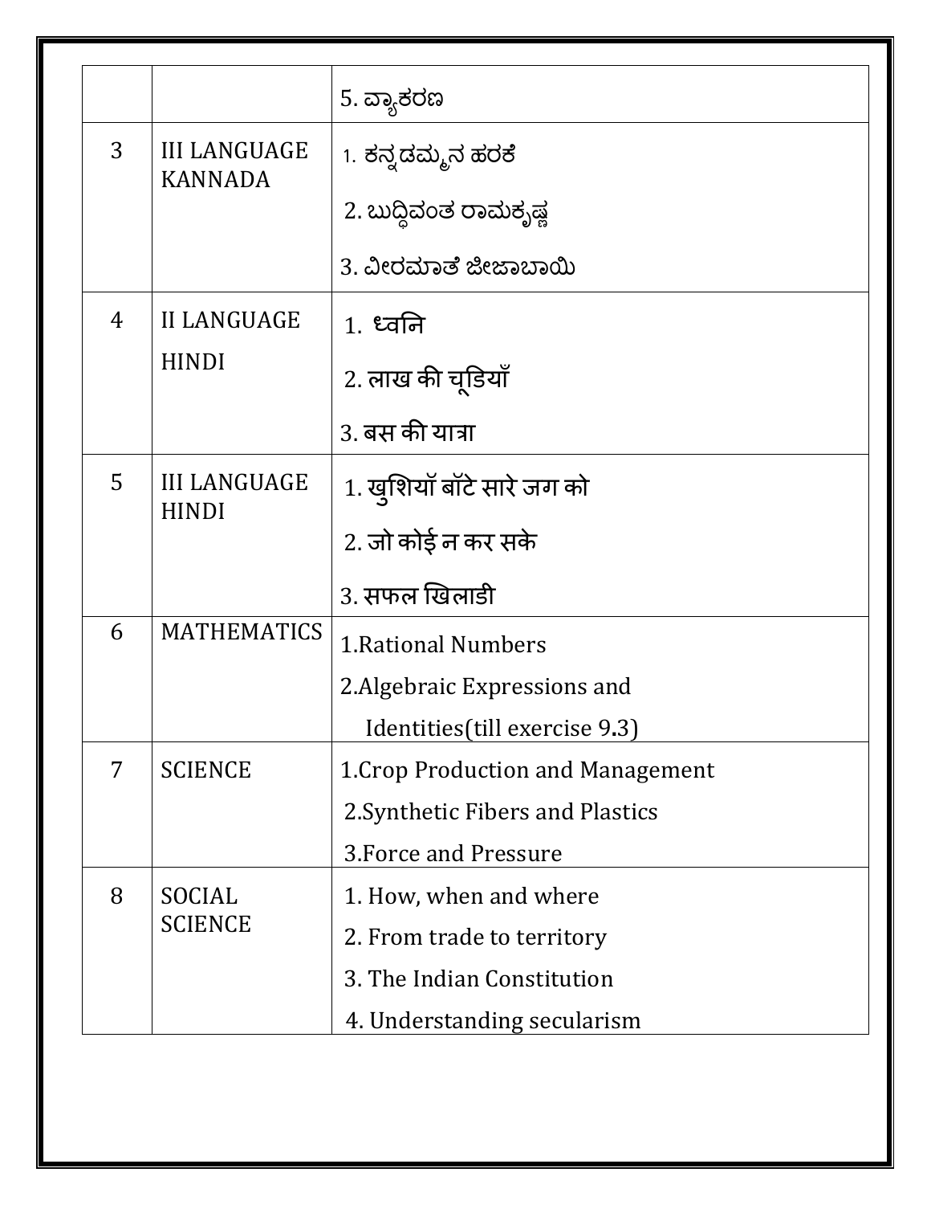| | | |
|---|---|---|
| | | 5. ವ್ಯಾಕರಣ |
| 3 | III LANGUAGE KANNADA | 1. ಕನ್ನಡಮ್ಮನ ಹರಕೆ<br>2. ಬುದ್ಧಿವಂತ ರಾಮಕೃಷ್ಣ<br>3. ವೀರಮಾತೆ ಜೀಜಾಬಾಯಿ |
| 4 | II LANGUAGE HINDI | 1. ध्वनि<br>2. लाख की चूडियाँ<br>3. बस की यात्रा |
| 5 | III LANGUAGE HINDI | 1. खुशियॉ बॉटे सारे जग को<br>2. जो कोई न कर सके<br>3. सफल खिलाडी |
| 6 | MATHEMATICS | 1.Rational Numbers<br>2.Algebraic Expressions and Identities(till exercise 9.3) |
| 7 | SCIENCE | 1.Crop Production and Management<br>2.Synthetic Fibers and Plastics<br>3.Force and Pressure |
| 8 | SOCIAL SCIENCE | 1. How, when and where<br>2. From trade to territory<br>3. The Indian Constitution<br>4. Understanding secularism |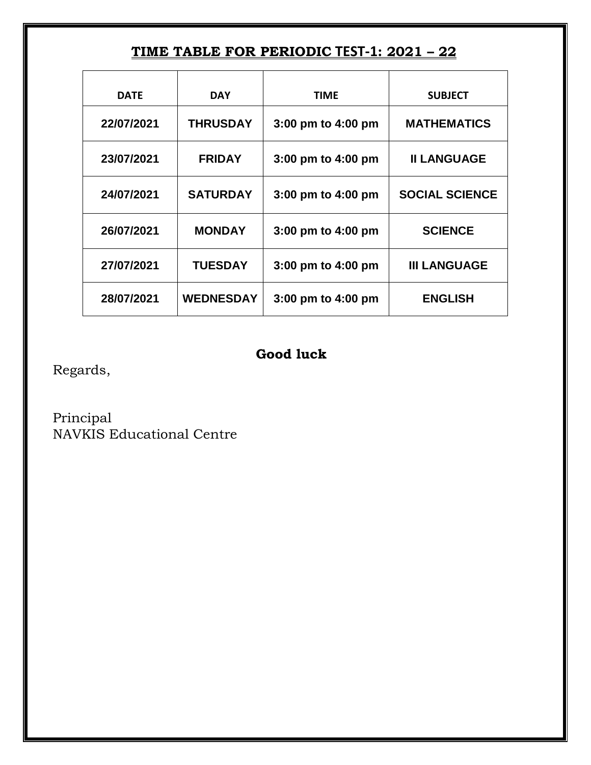## TIME TABLE FOR PERIODIC TEST-1: 2021 – 22

| DATE | DAY | TIME | SUBJECT |
|---|---|---|---|
| 22/07/2021 | THRUSDAY | 3:00 pm to 4:00 pm | MATHEMATICS |
| 23/07/2021 | FRIDAY | 3:00 pm to 4:00 pm | II LANGUAGE |
| 24/07/2021 | SATURDAY | 3:00 pm to 4:00 pm | SOCIAL SCIENCE |
| 26/07/2021 | MONDAY | 3:00 pm to 4:00 pm | SCIENCE |
| 27/07/2021 | TUESDAY | 3:00 pm to 4:00 pm | III LANGUAGE |
| 28/07/2021 | WEDNESDAY | 3:00 pm to 4:00 pm | ENGLISH |

**Good luck**

Regards,

Principal
NAVKIS Educational Centre